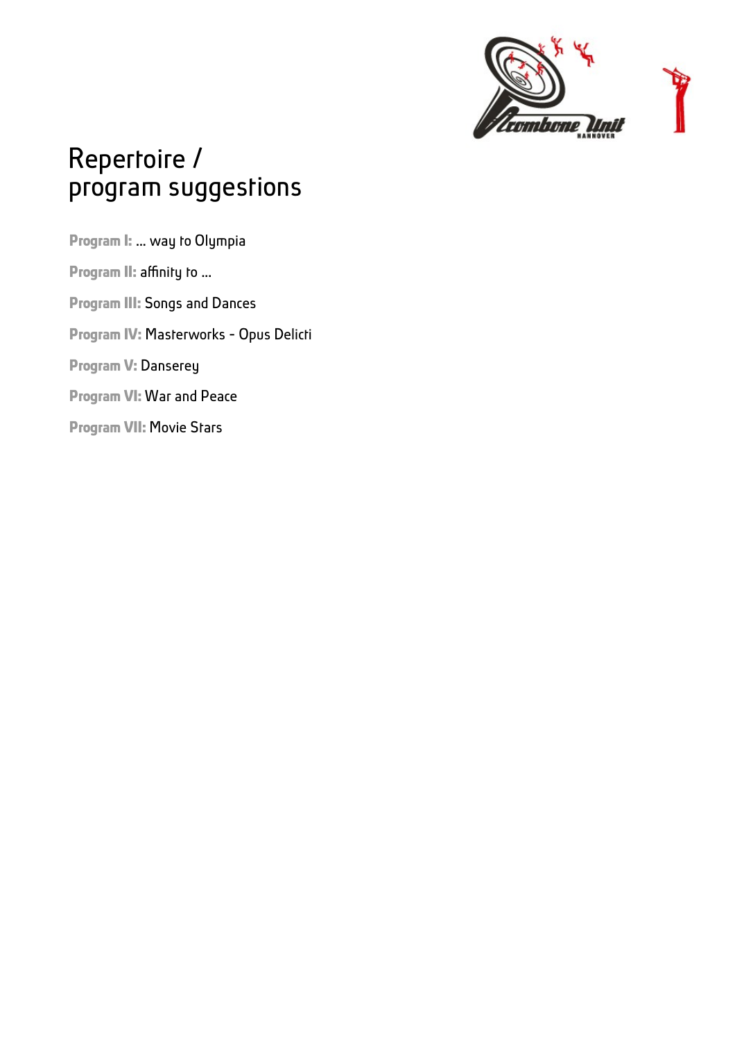# Repertoire / program suggestions

**Program I:** … way to Olympia

**Program II:** affinity to …

**Program III:** Songs and Dances

**Program IV:** Masterworks - Opus Delicti

**Program V:** Danserey

**Program VI:** War and Peace

**Program VII:** Movie Stars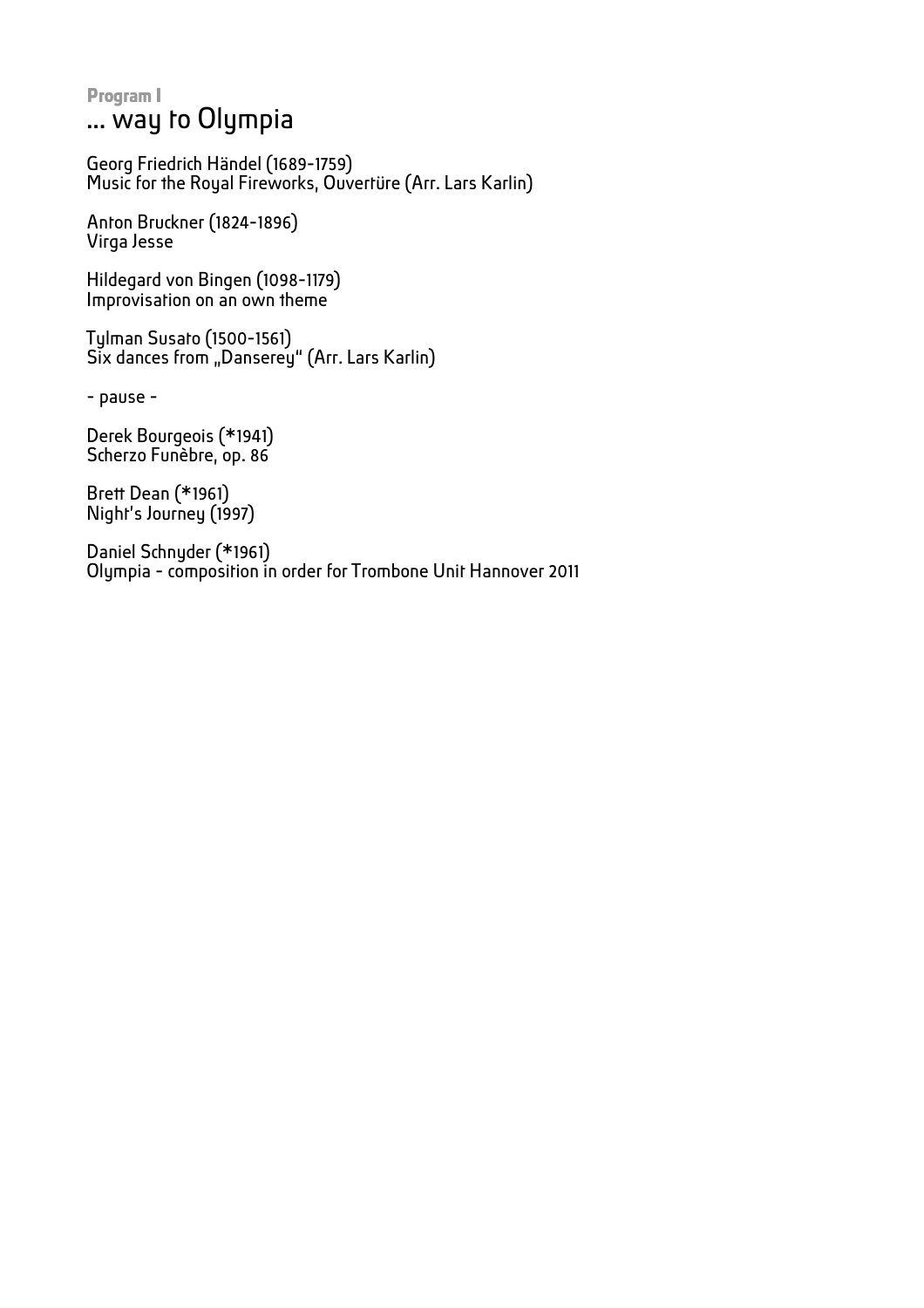**Program I**

# ... way to Olympia

Georg Friedrich Händel (1689-1759)
Music for the Royal Fireworks, Ouvertüre (Arr. Lars Karlin)

Anton Bruckner (1824-1896)
Virga Jesse

Hildegard von Bingen (1098-1179)
Improvisation on an own theme

Tylman Susato (1500-1561)
Six dances from „Danserey“ (Arr. Lars Karlin)

- pause -

Derek Bourgeois (*1941)
Scherzo Funèbre, op. 86

Brett Dean (*1961)
Night's Journey (1997)

Daniel Schnyder (*1961)
Olympia - composition in order for Trombone Unit Hannover 2011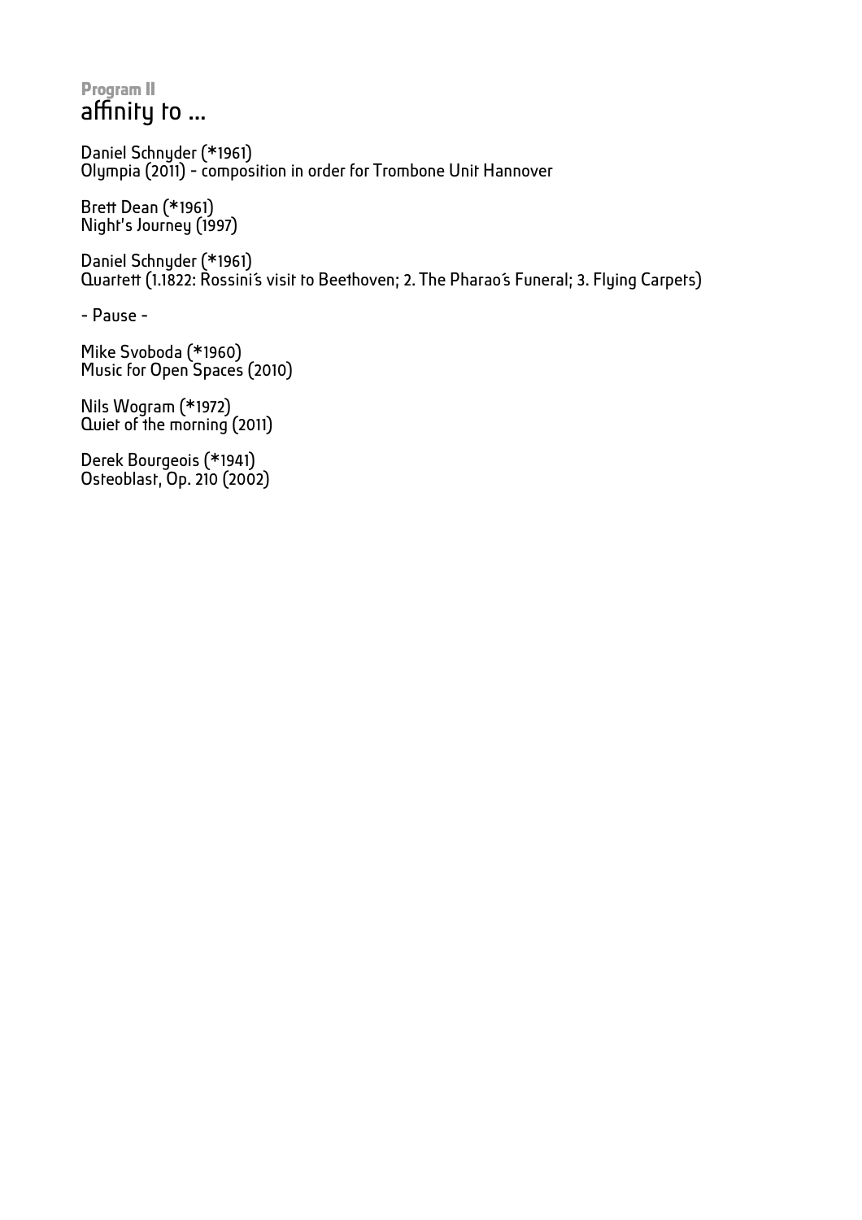**Program II**

## affinity to ...

Daniel Schnyder (*1961)
Olympia (2011) - composition in order for Trombone Unit Hannover

Brett Dean (*1961)
Night's Journey (1997)

Daniel Schnyder (*1961)
Quartett (1.1822: Rossini´s visit to Beethoven; 2. The Pharao´s Funeral; 3. Flying Carpets)

- Pause -

Mike Svoboda (*1960)
Music for Open Spaces (2010)

Nils Wogram (*1972)
Quiet of the morning (2011)

Derek Bourgeois (*1941)
Osteoblast, Op. 210 (2002)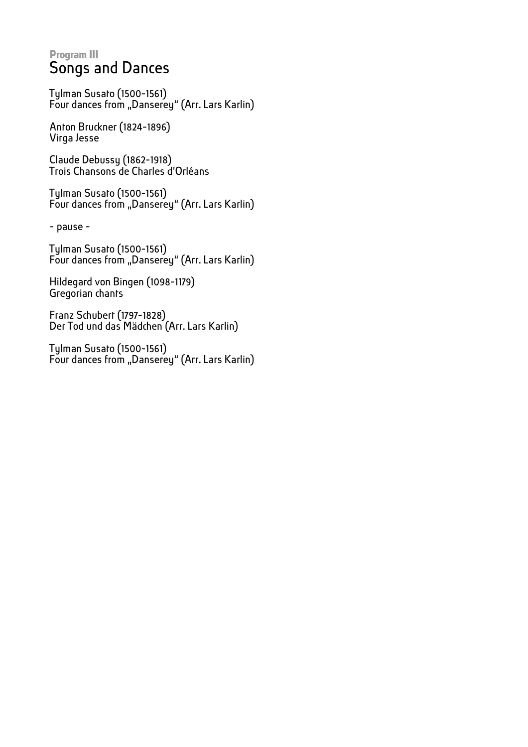**Program III**

# Songs and Dances

Tylman Susato (1500-1561)
Four dances from „Danserey" (Arr. Lars Karlin)

Anton Bruckner (1824-1896)
Virga Jesse

Claude Debussy (1862-1918)
Trois Chansons de Charles d'Orléans

Tylman Susato (1500-1561)
Four dances from „Danserey" (Arr. Lars Karlin)

- pause -

Tylman Susato (1500-1561)
Four dances from „Danserey" (Arr. Lars Karlin)

Hildegard von Bingen (1098-1179)
Gregorian chants

Franz Schubert (1797-1828)
Der Tod und das Mädchen (Arr. Lars Karlin)

Tylman Susato (1500-1561)
Four dances from „Danserey" (Arr. Lars Karlin)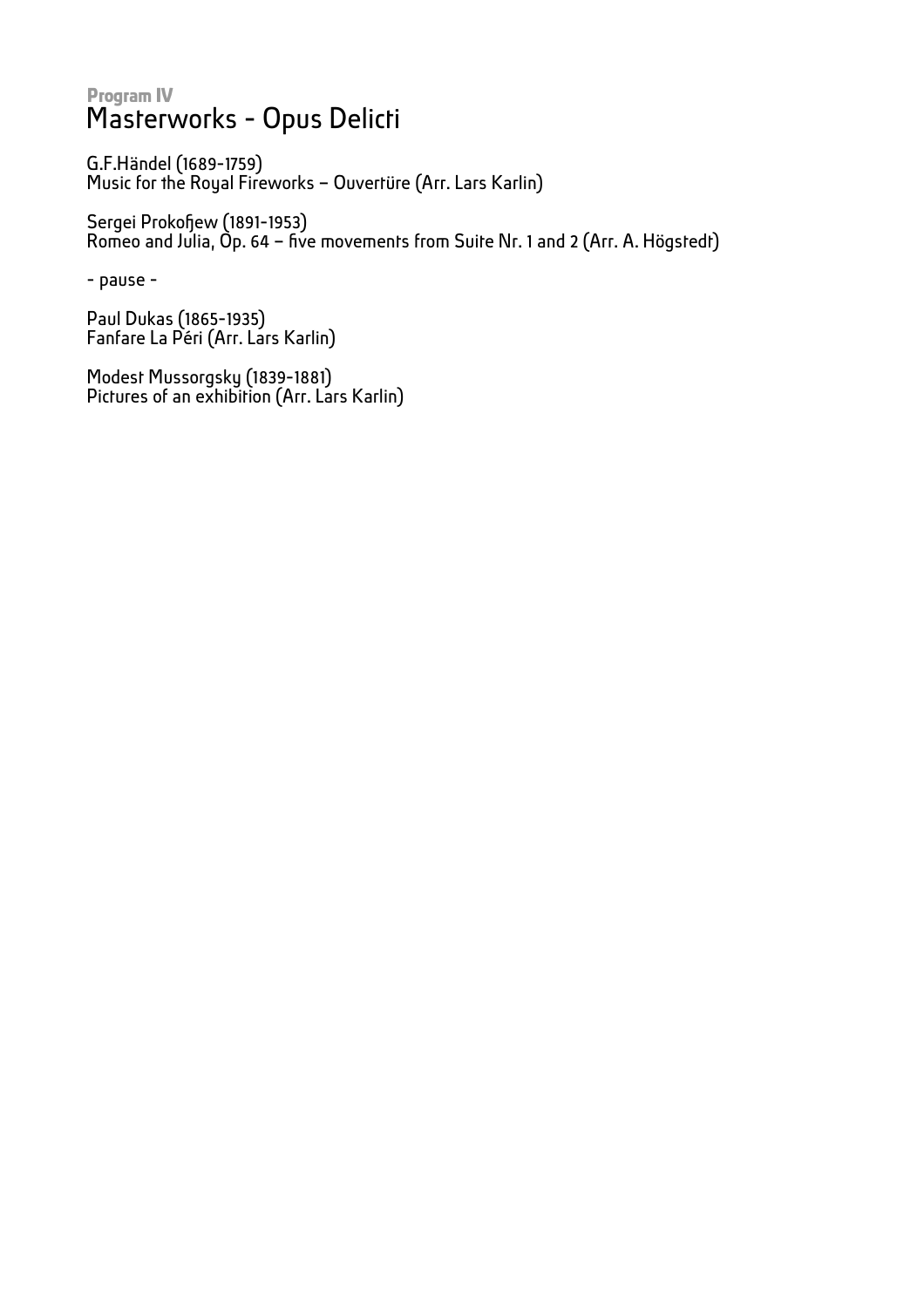**Program IV**

# Masterworks - Opus Delicti

G.F.Händel (1689-1759)
Music for the Royal Fireworks – Ouvertüre (Arr. Lars Karlin)

Sergei Prokofjew (1891-1953)
Romeo and Julia, Op. 64 – five movements from Suite Nr. 1 and 2 (Arr. A. Högstedt)

- pause -

Paul Dukas (1865-1935)
Fanfare La Péri (Arr. Lars Karlin)

Modest Mussorgsky (1839-1881)
Pictures of an exhibition (Arr. Lars Karlin)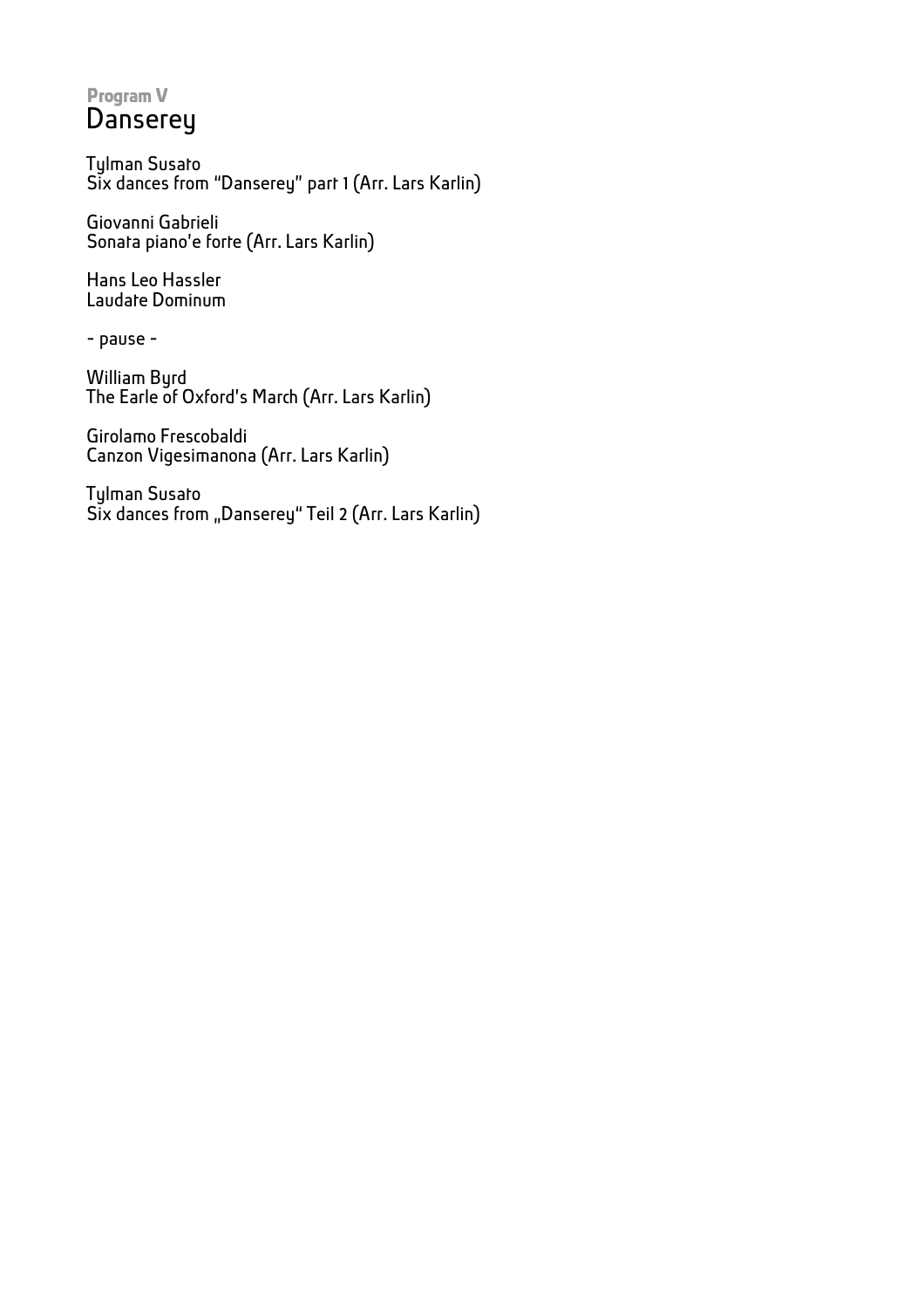**Program V**

# Danserey

Tylman Susato
Six dances from “Danserey” part 1 (Arr. Lars Karlin)

Giovanni Gabrieli
Sonata piano'e forte (Arr. Lars Karlin)

Hans Leo Hassler
Laudate Dominum

- pause -

William Byrd
The Earle of Oxford's March (Arr. Lars Karlin)

Girolamo Frescobaldi
Canzon Vigesimanona (Arr. Lars Karlin)

Tylman Susato
Six dances from „Danserey“ Teil 2 (Arr. Lars Karlin)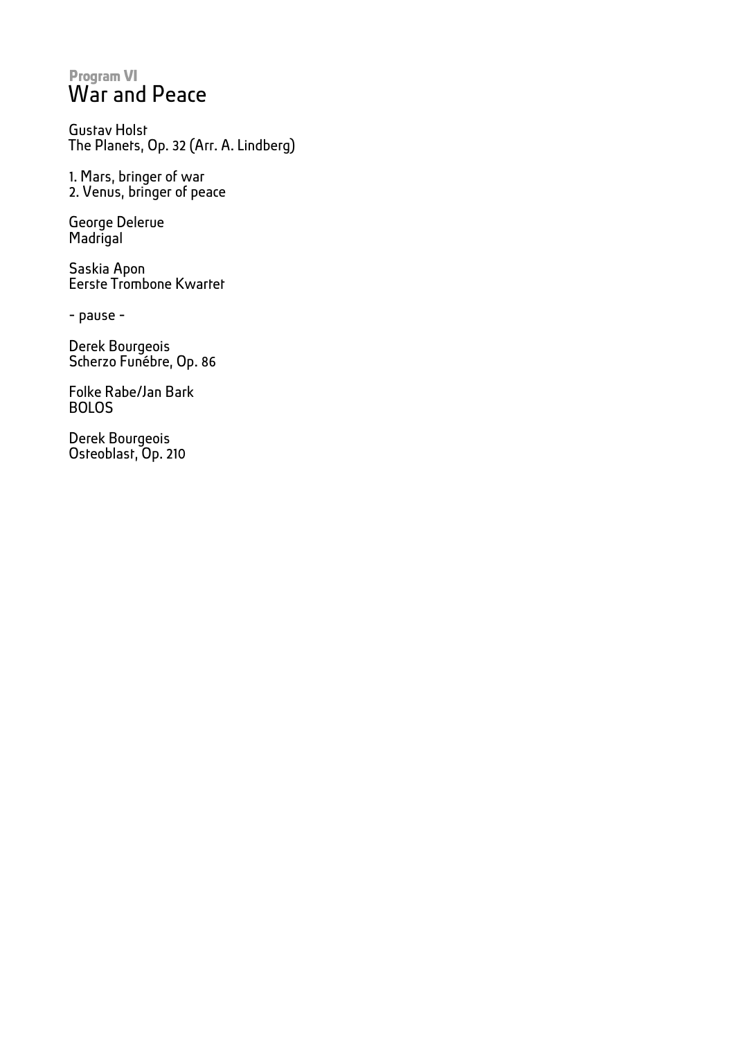**Program VI**

# War and Peace

Gustav Holst
The Planets, Op. 32 (Arr. A. Lindberg)

1. Mars, bringer of war
2. Venus, bringer of peace

George Delerue
Madrigal

Saskia Apon
Eerste Trombone Kwartet

- pause -

Derek Bourgeois
Scherzo Funébre, Op. 86

Folke Rabe/Jan Bark
BOLOS

Derek Bourgeois
Osteoblast, Op. 210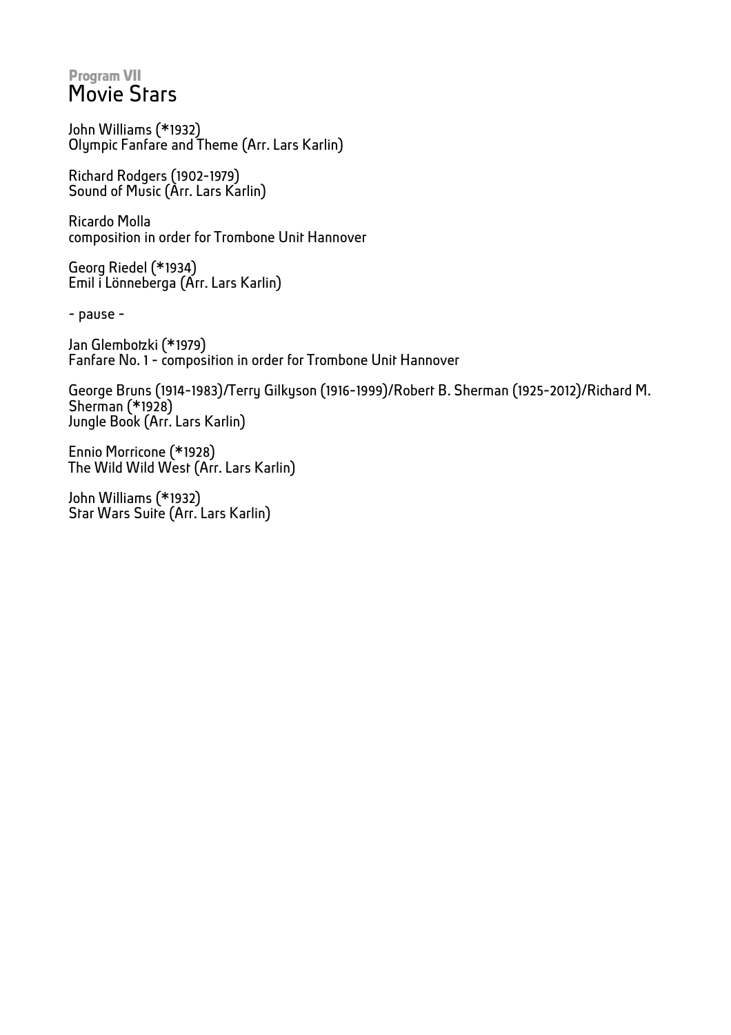**Program VII**
# Movie Stars

John Williams (*1932)
Olympic Fanfare and Theme (Arr. Lars Karlin)

Richard Rodgers (1902-1979)
Sound of Music (Arr. Lars Karlin)

Ricardo Molla
composition in order for Trombone Unit Hannover

Georg Riedel (*1934)
Emil i Lönneberga (Arr. Lars Karlin)

- pause -

Jan Glembotzki (*1979)
Fanfare No. 1 - composition in order for Trombone Unit Hannover

George Bruns (1914-1983)/Terry Gilkyson (1916-1999)/Robert B. Sherman (1925-2012)/Richard M. Sherman (*1928)
Jungle Book (Arr. Lars Karlin)

Ennio Morricone (*1928)
The Wild Wild West (Arr. Lars Karlin)

John Williams (*1932)
Star Wars Suite (Arr. Lars Karlin)